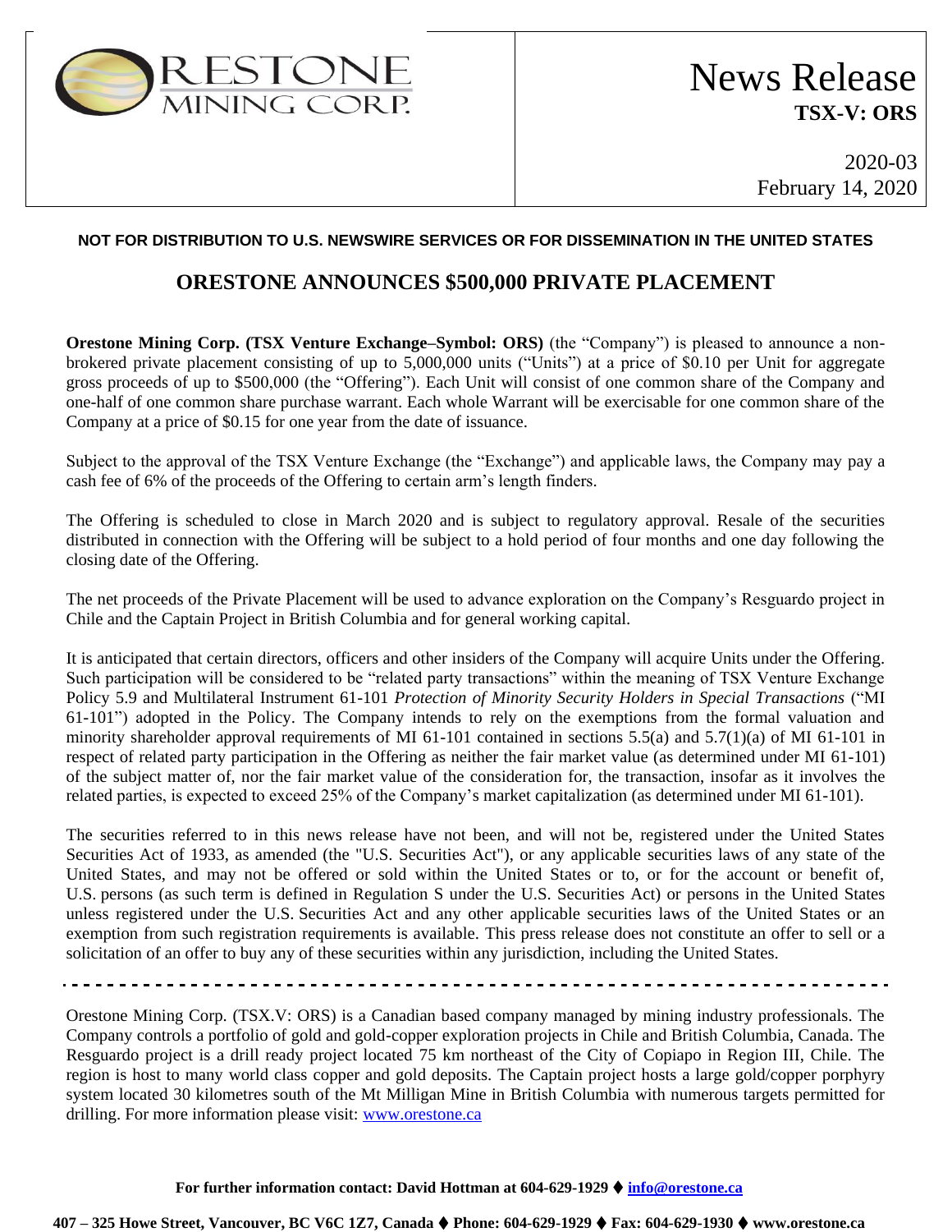ORESTONE MINING CORP.

# News Release
**TSX-V: ORS**

2020-03
February 14, 2020

**NOT FOR DISTRIBUTION TO U.S. NEWSWIRE SERVICES OR FOR DISSEMINATION IN THE UNITED STATES**

## ORESTONE ANNOUNCES $500,000 PRIVATE PLACEMENT

**Orestone Mining Corp. (TSX Venture Exchange–Symbol: ORS)** (the "Company") is pleased to announce a non-brokered private placement consisting of up to 5,000,000 units ("Units") at a price of $0.10 per Unit for aggregate gross proceeds of up to $500,000 (the "Offering"). Each Unit will consist of one common share of the Company and one-half of one common share purchase warrant. Each whole Warrant will be exercisable for one common share of the Company at a price of $0.15 for one year from the date of issuance.

Subject to the approval of the TSX Venture Exchange (the "Exchange") and applicable laws, the Company may pay a cash fee of 6% of the proceeds of the Offering to certain arm's length finders.

The Offering is scheduled to close in March 2020 and is subject to regulatory approval. Resale of the securities distributed in connection with the Offering will be subject to a hold period of four months and one day following the closing date of the Offering.

The net proceeds of the Private Placement will be used to advance exploration on the Company's Resguardo project in Chile and the Captain Project in British Columbia and for general working capital.

It is anticipated that certain directors, officers and other insiders of the Company will acquire Units under the Offering. Such participation will be considered to be "related party transactions" within the meaning of TSX Venture Exchange Policy 5.9 and Multilateral Instrument 61-101 *Protection of Minority Security Holders in Special Transactions* ("MI 61-101") adopted in the Policy. The Company intends to rely on the exemptions from the formal valuation and minority shareholder approval requirements of MI 61-101 contained in sections 5.5(a) and 5.7(1)(a) of MI 61-101 in respect of related party participation in the Offering as neither the fair market value (as determined under MI 61-101) of the subject matter of, nor the fair market value of the consideration for, the transaction, insofar as it involves the related parties, is expected to exceed 25% of the Company's market capitalization (as determined under MI 61-101).

The securities referred to in this news release have not been, and will not be, registered under the United States Securities Act of 1933, as amended (the "U.S. Securities Act"), or any applicable securities laws of any state of the United States, and may not be offered or sold within the United States or to, or for the account or benefit of, U.S. persons (as such term is defined in Regulation S under the U.S. Securities Act) or persons in the United States unless registered under the U.S. Securities Act and any other applicable securities laws of the United States or an exemption from such registration requirements is available. This press release does not constitute an offer to sell or a solicitation of an offer to buy any of these securities within any jurisdiction, including the United States.

---

Orestone Mining Corp. (TSX.V: ORS) is a Canadian based company managed by mining industry professionals. The Company controls a portfolio of gold and gold-copper exploration projects in Chile and British Columbia, Canada. The Resguardo project is a drill ready project located 75 km northeast of the City of Copiapo in Region III, Chile. The region is host to many world class copper and gold deposits. The Captain project hosts a large gold/copper porphyry system located 30 kilometres south of the Mt Milligan Mine in British Columbia with numerous targets permitted for drilling. For more information please visit: www.orestone.ca

**For further information contact: David Hottman at 604-629-1929 ⧫ info@orestone.ca**

**407 – 325 Howe Street, Vancouver, BC V6C 1Z7, Canada ⧫ Phone: 604-629-1929 ⧫ Fax: 604-629-1930 ⧫ www.orestone.ca**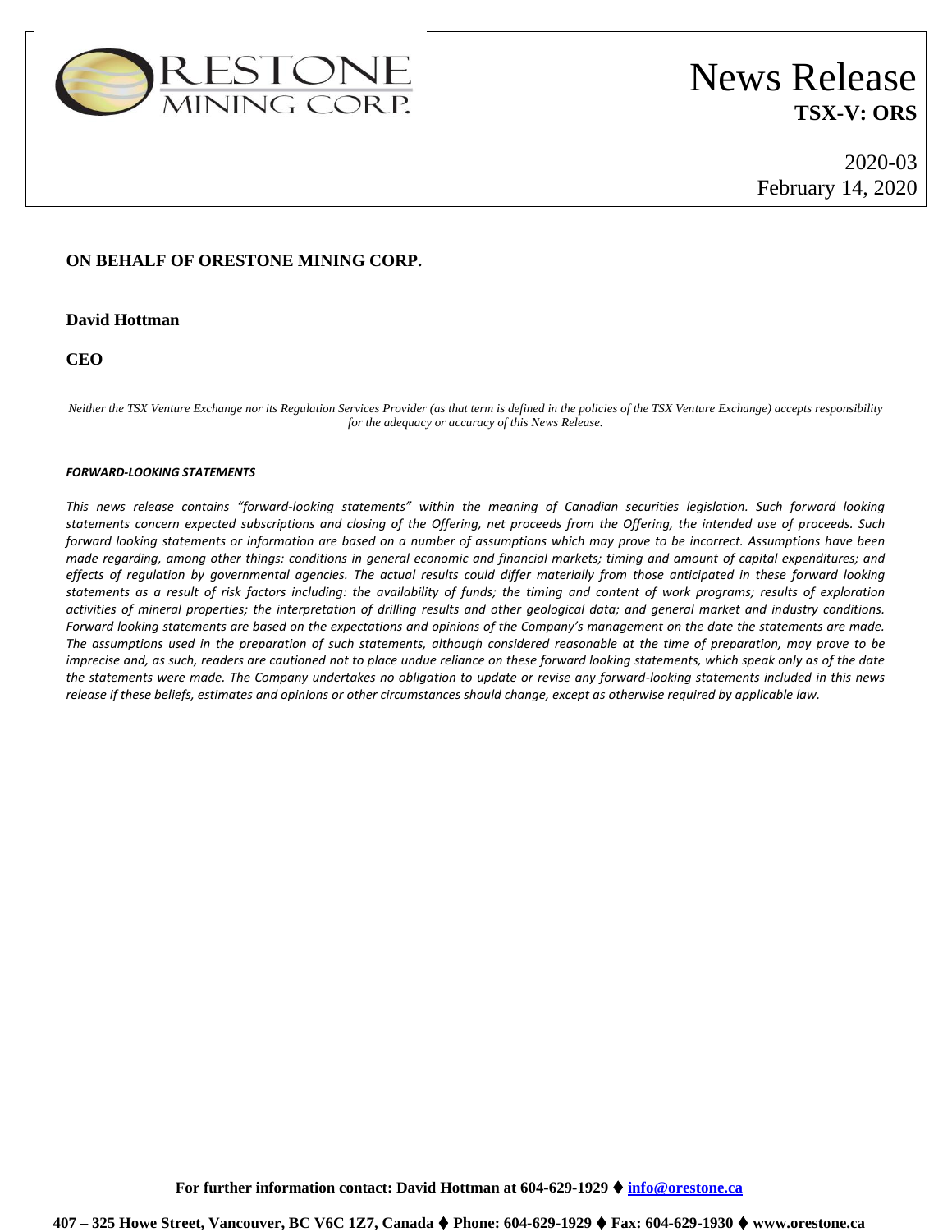**ON BEHALF OF ORESTONE MINING CORP.**

**David Hottman**

**CEO**

*Neither the TSX Venture Exchange nor its Regulation Services Provider (as that term is defined in the policies of the TSX Venture Exchange) accepts responsibility for the adequacy or accuracy of this News Release.*

***FORWARD-LOOKING STATEMENTS***

*This news release contains "forward-looking statements" within the meaning of Canadian securities legislation. Such forward looking statements concern expected subscriptions and closing of the Offering, net proceeds from the Offering, the intended use of proceeds. Such forward looking statements or information are based on a number of assumptions which may prove to be incorrect. Assumptions have been made regarding, among other things: conditions in general economic and financial markets; timing and amount of capital expenditures; and effects of regulation by governmental agencies. The actual results could differ materially from those anticipated in these forward looking statements as a result of risk factors including: the availability of funds; the timing and content of work programs; results of exploration activities of mineral properties; the interpretation of drilling results and other geological data; and general market and industry conditions. Forward looking statements are based on the expectations and opinions of the Company's management on the date the statements are made. The assumptions used in the preparation of such statements, although considered reasonable at the time of preparation, may prove to be imprecise and, as such, readers are cautioned not to place undue reliance on these forward looking statements, which speak only as of the date the statements were made. The Company undertakes no obligation to update or revise any forward-looking statements included in this news release if these beliefs, estimates and opinions or other circumstances should change, except as otherwise required by applicable law.*

**For further information contact: David Hottman at 604-629-1929 ♦ info@orestone.ca**